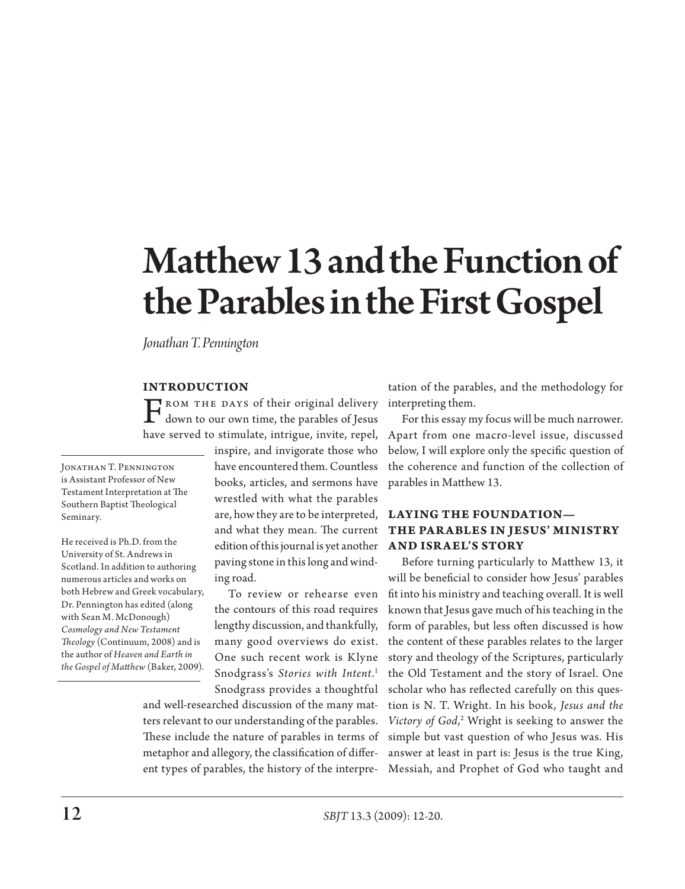# Matthew 13 and the Function of the Parables in the First Gospel

*Jonathan T. Pennington*

Jonathan T. Pennington is Assistant Professor of New Testament Interpretation at The Southern Baptist Theological Seminary.

He received is Ph.D. from the University of St. Andrews in Scotland. In addition to authoring numerous articles and works on both Hebrew and Greek vocabulary, Dr. Pennington has edited (along with Sean M. McDonough) *Cosmology and New Testament Theology* (Continuum, 2008) and is the author of *Heaven and Earth in the Gospel of Matthew* (Baker, 2009).

## INTRODUCTION

From the days of their original delivery down to our own time, the parables of Jesus have served to stimulate, intrigue, invite, repel, inspire, and invigorate those who have encountered them. Countless books, articles, and sermons have wrestled with what the parables are, how they are to be interpreted, and what they mean. The current edition of this journal is yet another paving stone in this long and winding road.

To review or rehearse even the contours of this road requires lengthy discussion, and thankfully, many good overviews do exist. One such recent work is Klyne Snodgrass's *Stories with Intent*.[1] Snodgrass provides a thoughtful and well-researched discussion of the many matters relevant to our understanding of the parables. These include the nature of parables in terms of metaphor and allegory, the classification of different types of parables, the history of the interpretation of the parables, and the methodology for interpreting them.

For this essay my focus will be much narrower. Apart from one macro-level issue, discussed below, I will explore only the specific question of the coherence and function of the collection of parables in Matthew 13.

## LAYING THE FOUNDATION—THE PARABLES IN JESUS' MINISTRY AND ISRAEL'S STORY

Before turning particularly to Matthew 13, it will be beneficial to consider how Jesus' parables fit into his ministry and teaching overall. It is well known that Jesus gave much of his teaching in the form of parables, but less often discussed is how the content of these parables relates to the larger story and theology of the Scriptures, particularly the Old Testament and the story of Israel. One scholar who has reflected carefully on this question is N. T. Wright. In his book, *Jesus and the Victory of God*,[2] Wright is seeking to answer the simple but vast question of who Jesus was. His answer at least in part is: Jesus is the true King, Messiah, and Prophet of God who taught and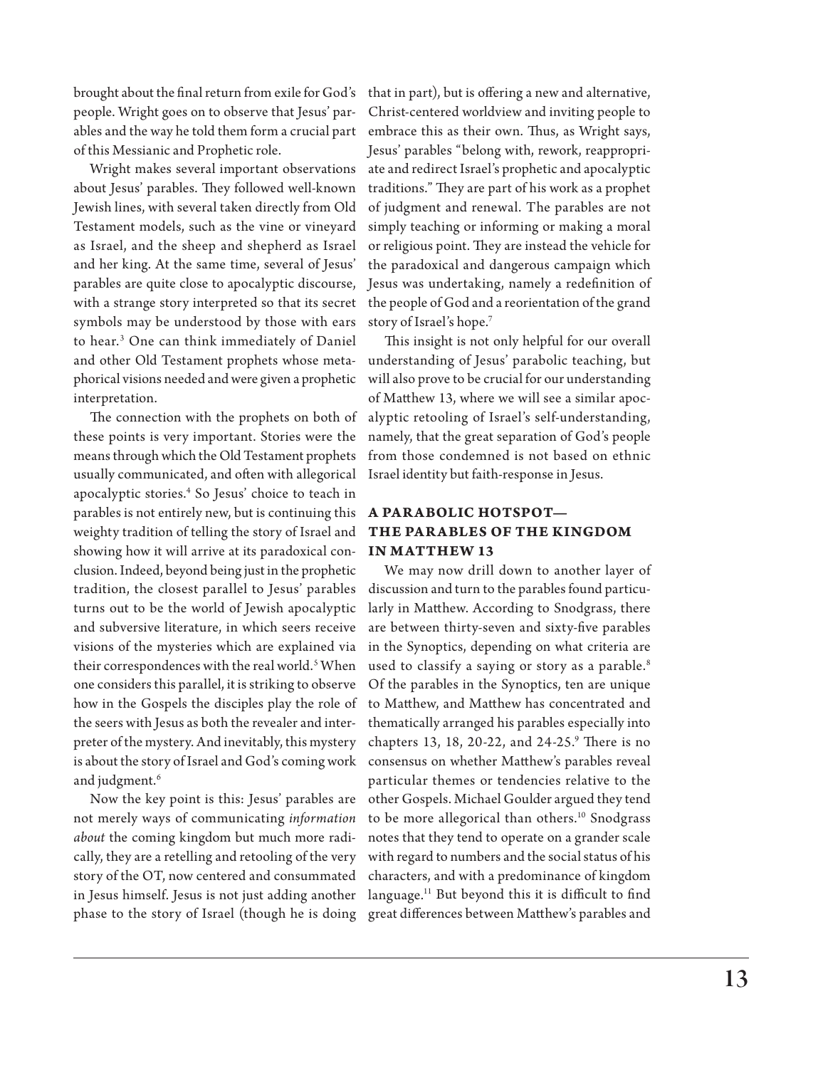brought about the final return from exile for God's people. Wright goes on to observe that Jesus' parables and the way he told them form a crucial part of this Messianic and Prophetic role.

Wright makes several important observations about Jesus' parables. They followed well-known Jewish lines, with several taken directly from Old Testament models, such as the vine or vineyard as Israel, and the sheep and shepherd as Israel and her king. At the same time, several of Jesus' parables are quite close to apocalyptic discourse, with a strange story interpreted so that its secret symbols may be understood by those with ears to hear.[3] One can think immediately of Daniel and other Old Testament prophets whose metaphorical visions needed and were given a prophetic interpretation.

The connection with the prophets on both of these points is very important. Stories were the means through which the Old Testament prophets usually communicated, and often with allegorical apocalyptic stories.[4] So Jesus' choice to teach in parables is not entirely new, but is continuing this weighty tradition of telling the story of Israel and showing how it will arrive at its paradoxical conclusion. Indeed, beyond being just in the prophetic tradition, the closest parallel to Jesus' parables turns out to be the world of Jewish apocalyptic and subversive literature, in which seers receive visions of the mysteries which are explained via their correspondences with the real world.[5] When one considers this parallel, it is striking to observe how in the Gospels the disciples play the role of the seers with Jesus as both the revealer and interpreter of the mystery. And inevitably, this mystery is about the story of Israel and God's coming work and judgment.[6]

Now the key point is this: Jesus' parables are not merely ways of communicating *information about* the coming kingdom but much more radically, they are a retelling and retooling of the very story of the OT, now centered and consummated in Jesus himself. Jesus is not just adding another phase to the story of Israel (though he is doing that in part), but is offering a new and alternative, Christ-centered worldview and inviting people to embrace this as their own. Thus, as Wright says, Jesus' parables "belong with, rework, reappropriate and redirect Israel's prophetic and apocalyptic traditions." They are part of his work as a prophet of judgment and renewal. The parables are not simply teaching or informing or making a moral or religious point. They are instead the vehicle for the paradoxical and dangerous campaign which Jesus was undertaking, namely a redefinition of the people of God and a reorientation of the grand story of Israel's hope.[7]

This insight is not only helpful for our overall understanding of Jesus' parabolic teaching, but will also prove to be crucial for our understanding of Matthew 13, where we will see a similar apocalyptic retooling of Israel's self-understanding, namely, that the great separation of God's people from those condemned is not based on ethnic Israel identity but faith-response in Jesus.

## A PARABOLIC HOTSPOT—THE PARABLES OF THE KINGDOM IN MATTHEW 13

We may now drill down to another layer of discussion and turn to the parables found particularly in Matthew. According to Snodgrass, there are between thirty-seven and sixty-five parables in the Synoptics, depending on what criteria are used to classify a saying or story as a parable.[8] Of the parables in the Synoptics, ten are unique to Matthew, and Matthew has concentrated and thematically arranged his parables especially into chapters 13, 18, 20-22, and 24-25.[9] There is no consensus on whether Matthew's parables reveal particular themes or tendencies relative to the other Gospels. Michael Goulder argued they tend to be more allegorical than others.[10] Snodgrass notes that they tend to operate on a grander scale with regard to numbers and the social status of his characters, and with a predominance of kingdom language.[11] But beyond this it is difficult to find great differences between Matthew's parables and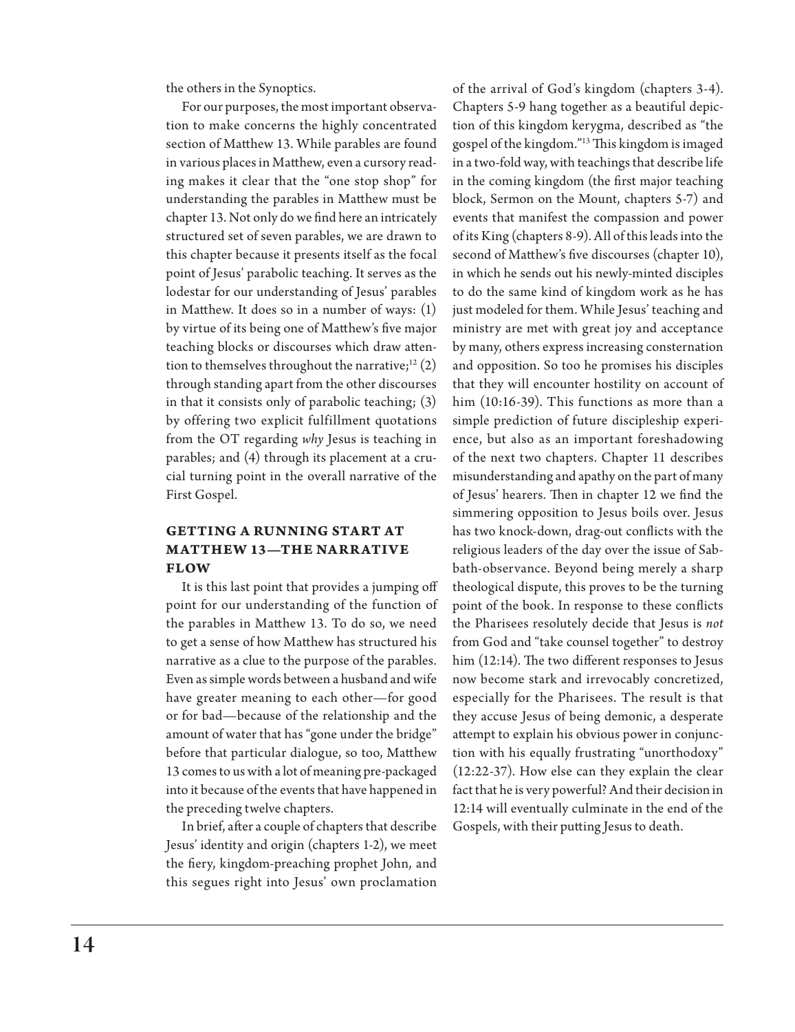the others in the Synoptics.

For our purposes, the most important observation to make concerns the highly concentrated section of Matthew 13. While parables are found in various places in Matthew, even a cursory reading makes it clear that the "one stop shop" for understanding the parables in Matthew must be chapter 13. Not only do we find here an intricately structured set of seven parables, we are drawn to this chapter because it presents itself as the focal point of Jesus' parabolic teaching. It serves as the lodestar for our understanding of Jesus' parables in Matthew. It does so in a number of ways: (1) by virtue of its being one of Matthew's five major teaching blocks or discourses which draw attention to themselves throughout the narrative;[12] (2) through standing apart from the other discourses in that it consists only of parabolic teaching; (3) by offering two explicit fulfillment quotations from the OT regarding *why* Jesus is teaching in parables; and (4) through its placement at a crucial turning point in the overall narrative of the First Gospel.

## GETTING A RUNNING START AT MATTHEW 13—THE NARRATIVE FLOW

It is this last point that provides a jumping off point for our understanding of the function of the parables in Matthew 13. To do so, we need to get a sense of how Matthew has structured his narrative as a clue to the purpose of the parables. Even as simple words between a husband and wife have greater meaning to each other—for good or for bad—because of the relationship and the amount of water that has "gone under the bridge" before that particular dialogue, so too, Matthew 13 comes to us with a lot of meaning pre-packaged into it because of the events that have happened in the preceding twelve chapters.

In brief, after a couple of chapters that describe Jesus' identity and origin (chapters 1-2), we meet the fiery, kingdom-preaching prophet John, and this segues right into Jesus' own proclamation of the arrival of God's kingdom (chapters 3-4). Chapters 5-9 hang together as a beautiful depiction of this kingdom kerygma, described as "the gospel of the kingdom."[13] This kingdom is imaged in a two-fold way, with teachings that describe life in the coming kingdom (the first major teaching block, Sermon on the Mount, chapters 5-7) and events that manifest the compassion and power of its King (chapters 8-9). All of this leads into the second of Matthew's five discourses (chapter 10), in which he sends out his newly-minted disciples to do the same kind of kingdom work as he has just modeled for them. While Jesus' teaching and ministry are met with great joy and acceptance by many, others express increasing consternation and opposition. So too he promises his disciples that they will encounter hostility on account of him (10:16-39). This functions as more than a simple prediction of future discipleship experience, but also as an important foreshadowing of the next two chapters. Chapter 11 describes misunderstanding and apathy on the part of many of Jesus' hearers. Then in chapter 12 we find the simmering opposition to Jesus boils over. Jesus has two knock-down, drag-out conflicts with the religious leaders of the day over the issue of Sabbath-observance. Beyond being merely a sharp theological dispute, this proves to be the turning point of the book. In response to these conflicts the Pharisees resolutely decide that Jesus is *not* from God and "take counsel together" to destroy him (12:14). The two different responses to Jesus now become stark and irrevocably concretized, especially for the Pharisees. The result is that they accuse Jesus of being demonic, a desperate attempt to explain his obvious power in conjunction with his equally frustrating "unorthodoxy" (12:22-37). How else can they explain the clear fact that he is very powerful? And their decision in 12:14 will eventually culminate in the end of the Gospels, with their putting Jesus to death.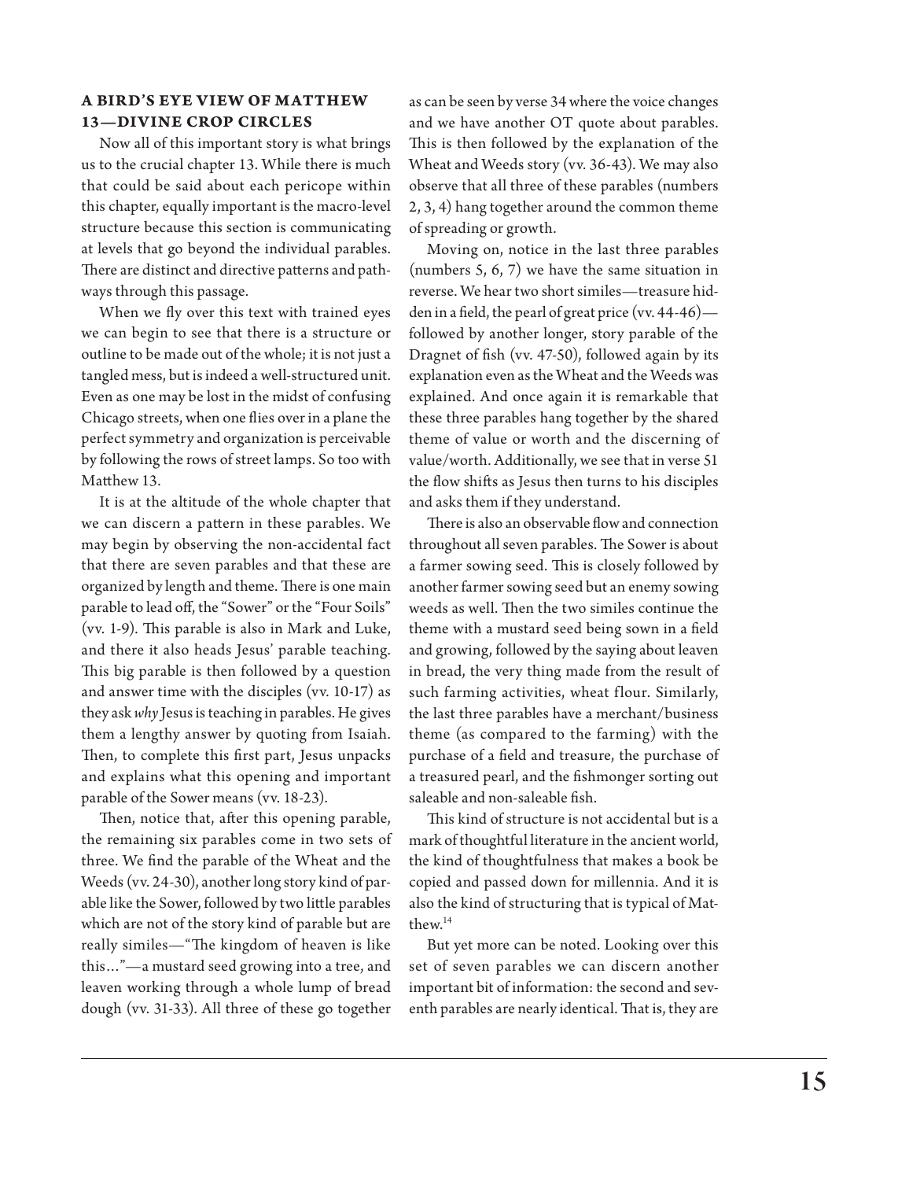### A BIRD'S EYE VIEW OF MATTHEW 13—DIVINE CROP CIRCLES

Now all of this important story is what brings us to the crucial chapter 13. While there is much that could be said about each pericope within this chapter, equally important is the macro-level structure because this section is communicating at levels that go beyond the individual parables. There are distinct and directive patterns and pathways through this passage.

When we fly over this text with trained eyes we can begin to see that there is a structure or outline to be made out of the whole; it is not just a tangled mess, but is indeed a well-structured unit. Even as one may be lost in the midst of confusing Chicago streets, when one flies over in a plane the perfect symmetry and organization is perceivable by following the rows of street lamps. So too with Matthew 13.

It is at the altitude of the whole chapter that we can discern a pattern in these parables. We may begin by observing the non-accidental fact that there are seven parables and that these are organized by length and theme. There is one main parable to lead off, the "Sower" or the "Four Soils" (vv. 1-9). This parable is also in Mark and Luke, and there it also heads Jesus' parable teaching. This big parable is then followed by a question and answer time with the disciples (vv. 10-17) as they ask *why* Jesus is teaching in parables. He gives them a lengthy answer by quoting from Isaiah. Then, to complete this first part, Jesus unpacks and explains what this opening and important parable of the Sower means (vv. 18-23).

Then, notice that, after this opening parable, the remaining six parables come in two sets of three. We find the parable of the Wheat and the Weeds (vv. 24-30), another long story kind of parable like the Sower, followed by two little parables which are not of the story kind of parable but are really similes—"The kingdom of heaven is like this…"—a mustard seed growing into a tree, and leaven working through a whole lump of bread dough (vv. 31-33). All three of these go together as can be seen by verse 34 where the voice changes and we have another OT quote about parables. This is then followed by the explanation of the Wheat and Weeds story (vv. 36-43). We may also observe that all three of these parables (numbers 2, 3, 4) hang together around the common theme of spreading or growth.

Moving on, notice in the last three parables (numbers 5, 6, 7) we have the same situation in reverse. We hear two short similes—treasure hidden in a field, the pearl of great price (vv. 44-46)—followed by another longer, story parable of the Dragnet of fish (vv. 47-50), followed again by its explanation even as the Wheat and the Weeds was explained. And once again it is remarkable that these three parables hang together by the shared theme of value or worth and the discerning of value/worth. Additionally, we see that in verse 51 the flow shifts as Jesus then turns to his disciples and asks them if they understand.

There is also an observable flow and connection throughout all seven parables. The Sower is about a farmer sowing seed. This is closely followed by another farmer sowing seed but an enemy sowing weeds as well. Then the two similes continue the theme with a mustard seed being sown in a field and growing, followed by the saying about leaven in bread, the very thing made from the result of such farming activities, wheat flour. Similarly, the last three parables have a merchant/business theme (as compared to the farming) with the purchase of a field and treasure, the purchase of a treasured pearl, and the fishmonger sorting out saleable and non-saleable fish.

This kind of structure is not accidental but is a mark of thoughtful literature in the ancient world, the kind of thoughtfulness that makes a book be copied and passed down for millennia. And it is also the kind of structuring that is typical of Matthew.[14]

But yet more can be noted. Looking over this set of seven parables we can discern another important bit of information: the second and seventh parables are nearly identical. That is, they are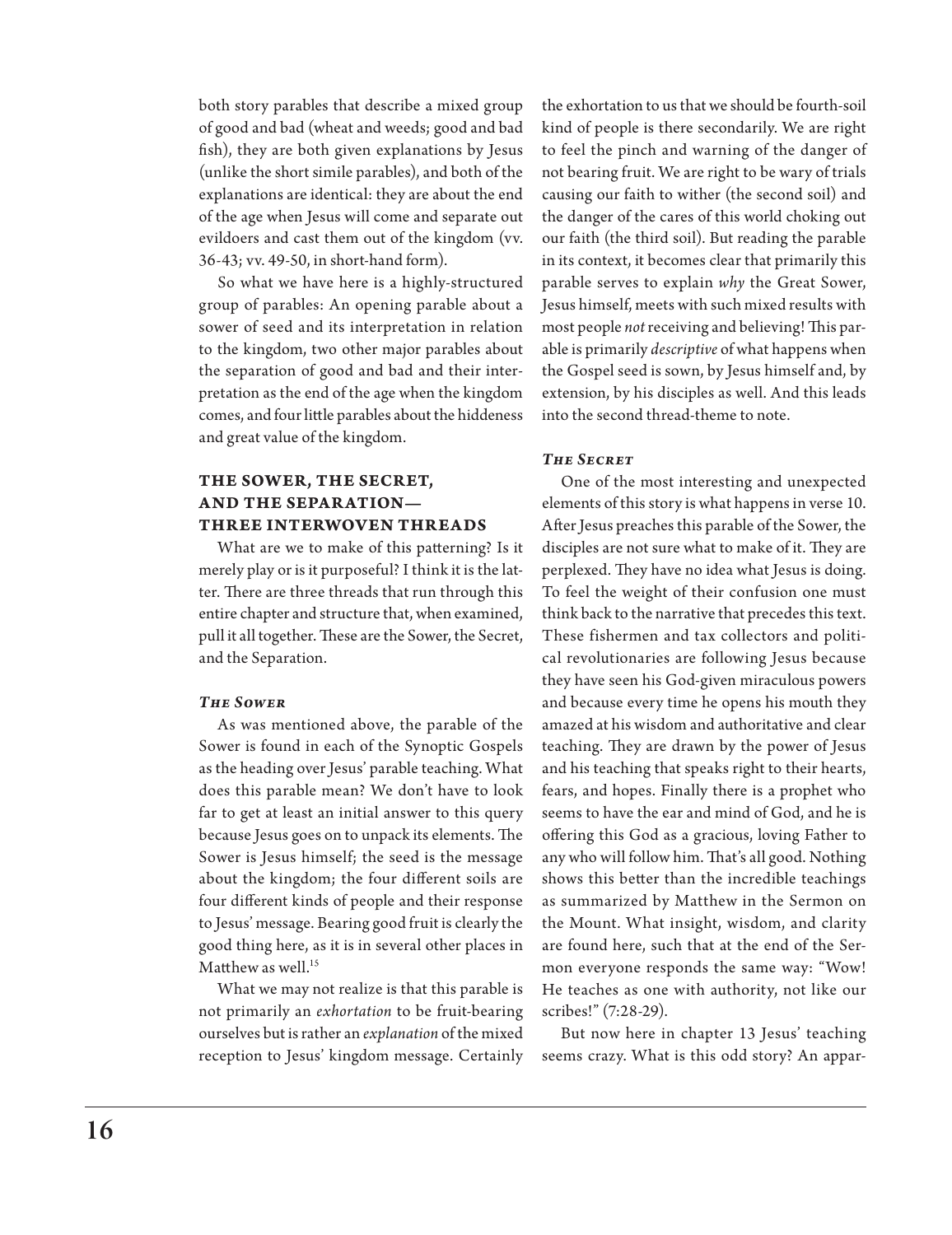both story parables that describe a mixed group of good and bad (wheat and weeds; good and bad fish), they are both given explanations by Jesus (unlike the short simile parables), and both of the explanations are identical: they are about the end of the age when Jesus will come and separate out evildoers and cast them out of the kingdom (vv. 36-43; vv. 49-50, in short-hand form).

So what we have here is a highly-structured group of parables: An opening parable about a sower of seed and its interpretation in relation to the kingdom, two other major parables about the separation of good and bad and their interpretation as the end of the age when the kingdom comes, and four little parables about the hiddeness and great value of the kingdom.

## THE SOWER, THE SECRET, AND THE SEPARATION—THREE INTERWOVEN THREADS

What are we to make of this patterning? Is it merely play or is it purposeful? I think it is the latter. There are three threads that run through this entire chapter and structure that, when examined, pull it all together. These are the Sower, the Secret, and the Separation.

### *The Sower*

As was mentioned above, the parable of the Sower is found in each of the Synoptic Gospels as the heading over Jesus' parable teaching. What does this parable mean? We don't have to look far to get at least an initial answer to this query because Jesus goes on to unpack its elements. The Sower is Jesus himself; the seed is the message about the kingdom; the four different soils are four different kinds of people and their response to Jesus' message. Bearing good fruit is clearly the good thing here, as it is in several other places in Matthew as well.[15]

What we may not realize is that this parable is not primarily an *exhortation* to be fruit-bearing ourselves but is rather an *explanation* of the mixed reception to Jesus' kingdom message. Certainly the exhortation to us that we should be fourth-soil kind of people is there secondarily. We are right to feel the pinch and warning of the danger of not bearing fruit. We are right to be wary of trials causing our faith to wither (the second soil) and the danger of the cares of this world choking out our faith (the third soil). But reading the parable in its context, it becomes clear that primarily this parable serves to explain *why* the Great Sower, Jesus himself, meets with such mixed results with most people *not* receiving and believing! This parable is primarily *descriptive* of what happens when the Gospel seed is sown, by Jesus himself and, by extension, by his disciples as well. And this leads into the second thread-theme to note.

### *The Secret*

One of the most interesting and unexpected elements of this story is what happens in verse 10. After Jesus preaches this parable of the Sower, the disciples are not sure what to make of it. They are perplexed. They have no idea what Jesus is doing. To feel the weight of their confusion one must think back to the narrative that precedes this text. These fishermen and tax collectors and political revolutionaries are following Jesus because they have seen his God-given miraculous powers and because every time he opens his mouth they amazed at his wisdom and authoritative and clear teaching. They are drawn by the power of Jesus and his teaching that speaks right to their hearts, fears, and hopes. Finally there is a prophet who seems to have the ear and mind of God, and he is offering this God as a gracious, loving Father to any who will follow him. That's all good. Nothing shows this better than the incredible teachings as summarized by Matthew in the Sermon on the Mount. What insight, wisdom, and clarity are found here, such that at the end of the Sermon everyone responds the same way: "Wow! He teaches as one with authority, not like our scribes!" (7:28-29).

But now here in chapter 13 Jesus' teaching seems crazy. What is this odd story? An appar-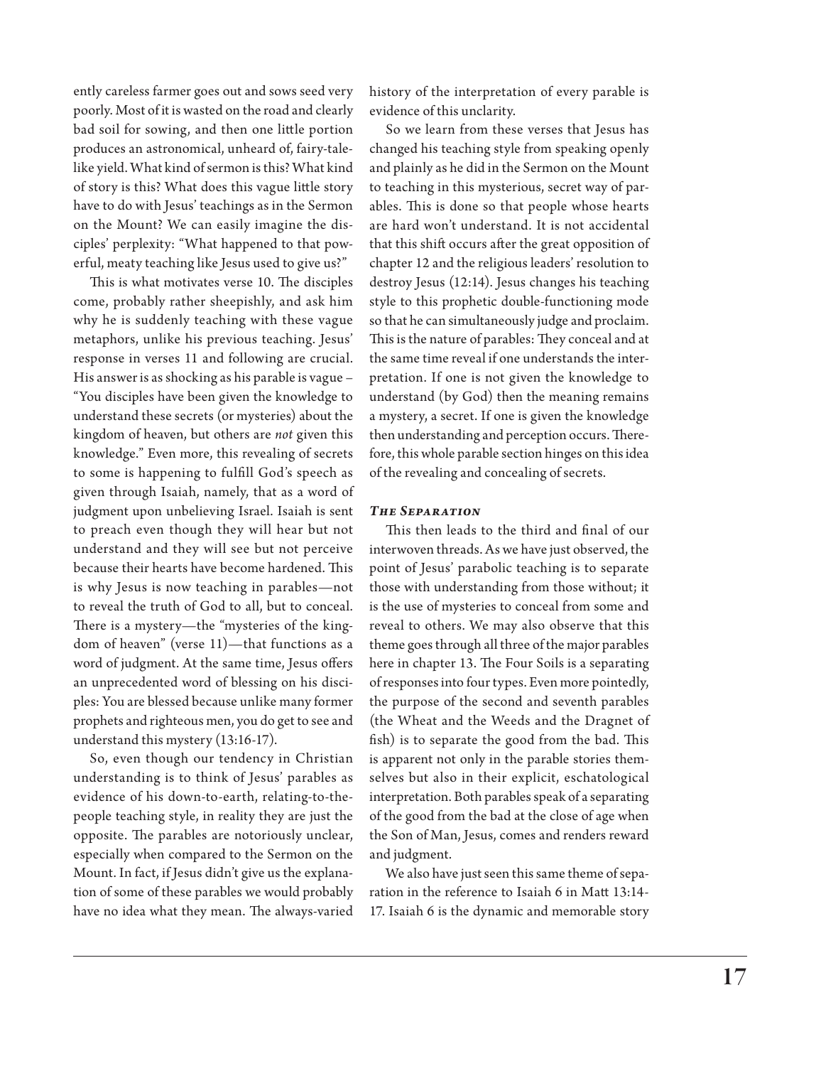ently careless farmer goes out and sows seed very poorly. Most of it is wasted on the road and clearly bad soil for sowing, and then one little portion produces an astronomical, unheard of, fairy-tale-like yield. What kind of sermon is this? What kind of story is this? What does this vague little story have to do with Jesus' teachings as in the Sermon on the Mount? We can easily imagine the disciples' perplexity: "What happened to that powerful, meaty teaching like Jesus used to give us?"

This is what motivates verse 10. The disciples come, probably rather sheepishly, and ask him why he is suddenly teaching with these vague metaphors, unlike his previous teaching. Jesus' response in verses 11 and following are crucial. His answer is as shocking as his parable is vague – "You disciples have been given the knowledge to understand these secrets (or mysteries) about the kingdom of heaven, but others are *not* given this knowledge." Even more, this revealing of secrets to some is happening to fulfill God's speech as given through Isaiah, namely, that as a word of judgment upon unbelieving Israel. Isaiah is sent to preach even though they will hear but not understand and they will see but not perceive because their hearts have become hardened. This is why Jesus is now teaching in parables—not to reveal the truth of God to all, but to conceal. There is a mystery—the "mysteries of the kingdom of heaven" (verse 11)—that functions as a word of judgment. At the same time, Jesus offers an unprecedented word of blessing on his disciples: You are blessed because unlike many former prophets and righteous men, you do get to see and understand this mystery (13:16-17).

So, even though our tendency in Christian understanding is to think of Jesus' parables as evidence of his down-to-earth, relating-to-the-people teaching style, in reality they are just the opposite. The parables are notoriously unclear, especially when compared to the Sermon on the Mount. In fact, if Jesus didn't give us the explanation of some of these parables we would probably have no idea what they mean. The always-varied history of the interpretation of every parable is evidence of this unclarity.

So we learn from these verses that Jesus has changed his teaching style from speaking openly and plainly as he did in the Sermon on the Mount to teaching in this mysterious, secret way of parables. This is done so that people whose hearts are hard won't understand. It is not accidental that this shift occurs after the great opposition of chapter 12 and the religious leaders' resolution to destroy Jesus (12:14). Jesus changes his teaching style to this prophetic double-functioning mode so that he can simultaneously judge and proclaim. This is the nature of parables: They conceal and at the same time reveal if one understands the interpretation. If one is not given the knowledge to understand (by God) then the meaning remains a mystery, a secret. If one is given the knowledge then understanding and perception occurs. Therefore, this whole parable section hinges on this idea of the revealing and concealing of secrets.

### *The Separation*

This then leads to the third and final of our interwoven threads. As we have just observed, the point of Jesus' parabolic teaching is to separate those with understanding from those without; it is the use of mysteries to conceal from some and reveal to others. We may also observe that this theme goes through all three of the major parables here in chapter 13. The Four Soils is a separating of responses into four types. Even more pointedly, the purpose of the second and seventh parables (the Wheat and the Weeds and the Dragnet of fish) is to separate the good from the bad. This is apparent not only in the parable stories themselves but also in their explicit, eschatological interpretation. Both parables speak of a separating of the good from the bad at the close of age when the Son of Man, Jesus, comes and renders reward and judgment.

We also have just seen this same theme of separation in the reference to Isaiah 6 in Matt 13:14-17. Isaiah 6 is the dynamic and memorable story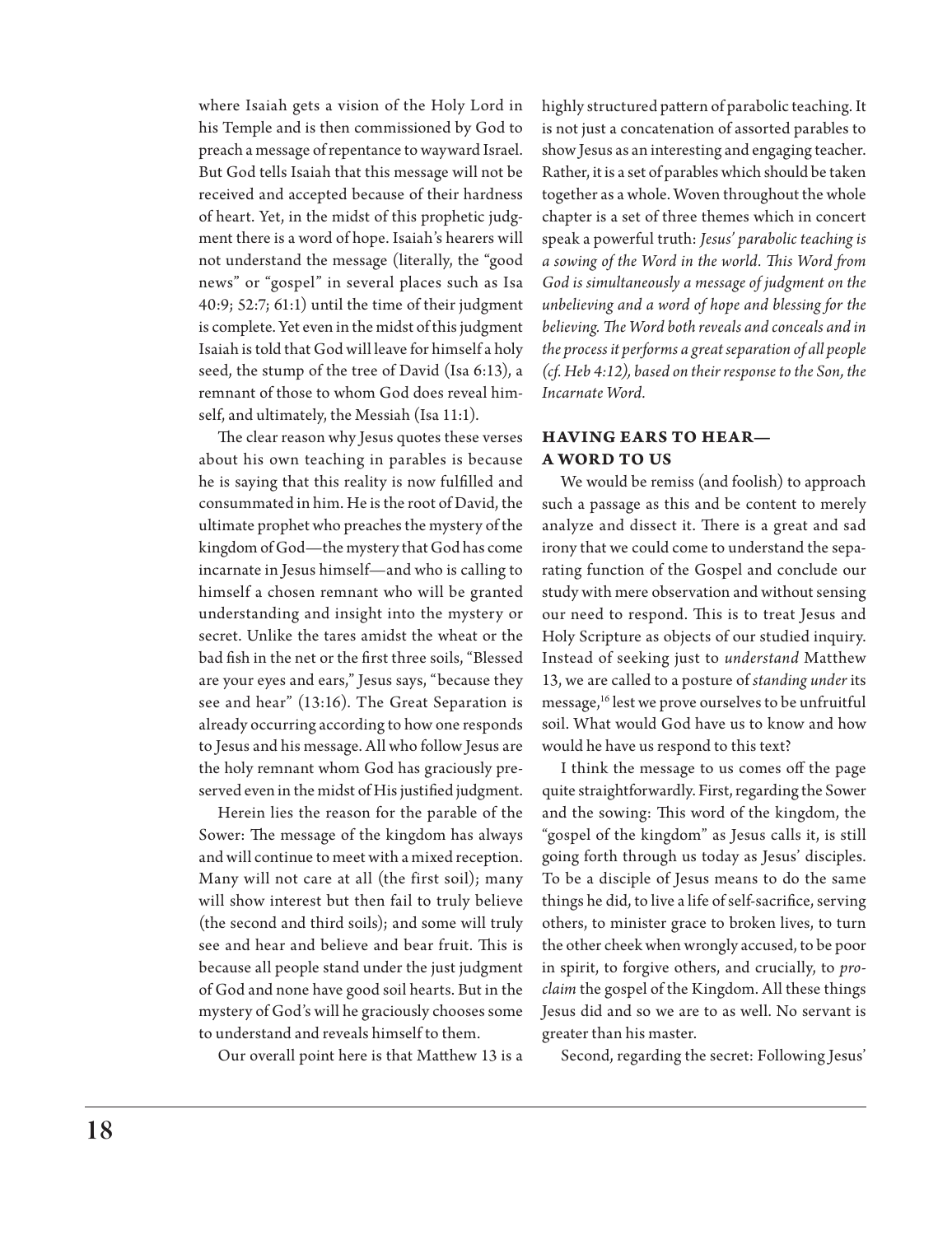where Isaiah gets a vision of the Holy Lord in his Temple and is then commissioned by God to preach a message of repentance to wayward Israel. But God tells Isaiah that this message will not be received and accepted because of their hardness of heart. Yet, in the midst of this prophetic judgment there is a word of hope. Isaiah's hearers will not understand the message (literally, the "good news" or "gospel" in several places such as Isa 40:9; 52:7; 61:1) until the time of their judgment is complete. Yet even in the midst of this judgment Isaiah is told that God will leave for himself a holy seed, the stump of the tree of David (Isa 6:13), a remnant of those to whom God does reveal himself, and ultimately, the Messiah (Isa 11:1).

The clear reason why Jesus quotes these verses about his own teaching in parables is because he is saying that this reality is now fulfilled and consummated in him. He is the root of David, the ultimate prophet who preaches the mystery of the kingdom of God—the mystery that God has come incarnate in Jesus himself—and who is calling to himself a chosen remnant who will be granted understanding and insight into the mystery or secret. Unlike the tares amidst the wheat or the bad fish in the net or the first three soils, "Blessed are your eyes and ears," Jesus says, "because they see and hear" (13:16). The Great Separation is already occurring according to how one responds to Jesus and his message. All who follow Jesus are the holy remnant whom God has graciously preserved even in the midst of His justified judgment.

Herein lies the reason for the parable of the Sower: The message of the kingdom has always and will continue to meet with a mixed reception. Many will not care at all (the first soil); many will show interest but then fail to truly believe (the second and third soils); and some will truly see and hear and believe and bear fruit. This is because all people stand under the just judgment of God and none have good soil hearts. But in the mystery of God's will he graciously chooses some to understand and reveals himself to them.

Our overall point here is that Matthew 13 is a highly structured pattern of parabolic teaching. It is not just a concatenation of assorted parables to show Jesus as an interesting and engaging teacher. Rather, it is a set of parables which should be taken together as a whole. Woven throughout the whole chapter is a set of three themes which in concert speak a powerful truth: *Jesus' parabolic teaching is a sowing of the Word in the world. This Word from God is simultaneously a message of judgment on the unbelieving and a word of hope and blessing for the believing. The Word both reveals and conceals and in the process it performs a great separation of all people (cf. Heb 4:12), based on their response to the Son, the Incarnate Word.*

## HAVING EARS TO HEAR—A WORD TO US

We would be remiss (and foolish) to approach such a passage as this and be content to merely analyze and dissect it. There is a great and sad irony that we could come to understand the separating function of the Gospel and conclude our study with mere observation and without sensing our need to respond. This is to treat Jesus and Holy Scripture as objects of our studied inquiry. Instead of seeking just to *understand* Matthew 13, we are called to a posture of *standing under* its message,[16] lest we prove ourselves to be unfruitful soil. What would God have us to know and how would he have us respond to this text?

I think the message to us comes off the page quite straightforwardly. First, regarding the Sower and the sowing: This word of the kingdom, the "gospel of the kingdom" as Jesus calls it, is still going forth through us today as Jesus' disciples. To be a disciple of Jesus means to do the same things he did, to live a life of self-sacrifice, serving others, to minister grace to broken lives, to turn the other cheek when wrongly accused, to be poor in spirit, to forgive others, and crucially, to *proclaim* the gospel of the Kingdom. All these things Jesus did and so we are to as well. No servant is greater than his master.

Second, regarding the secret: Following Jesus'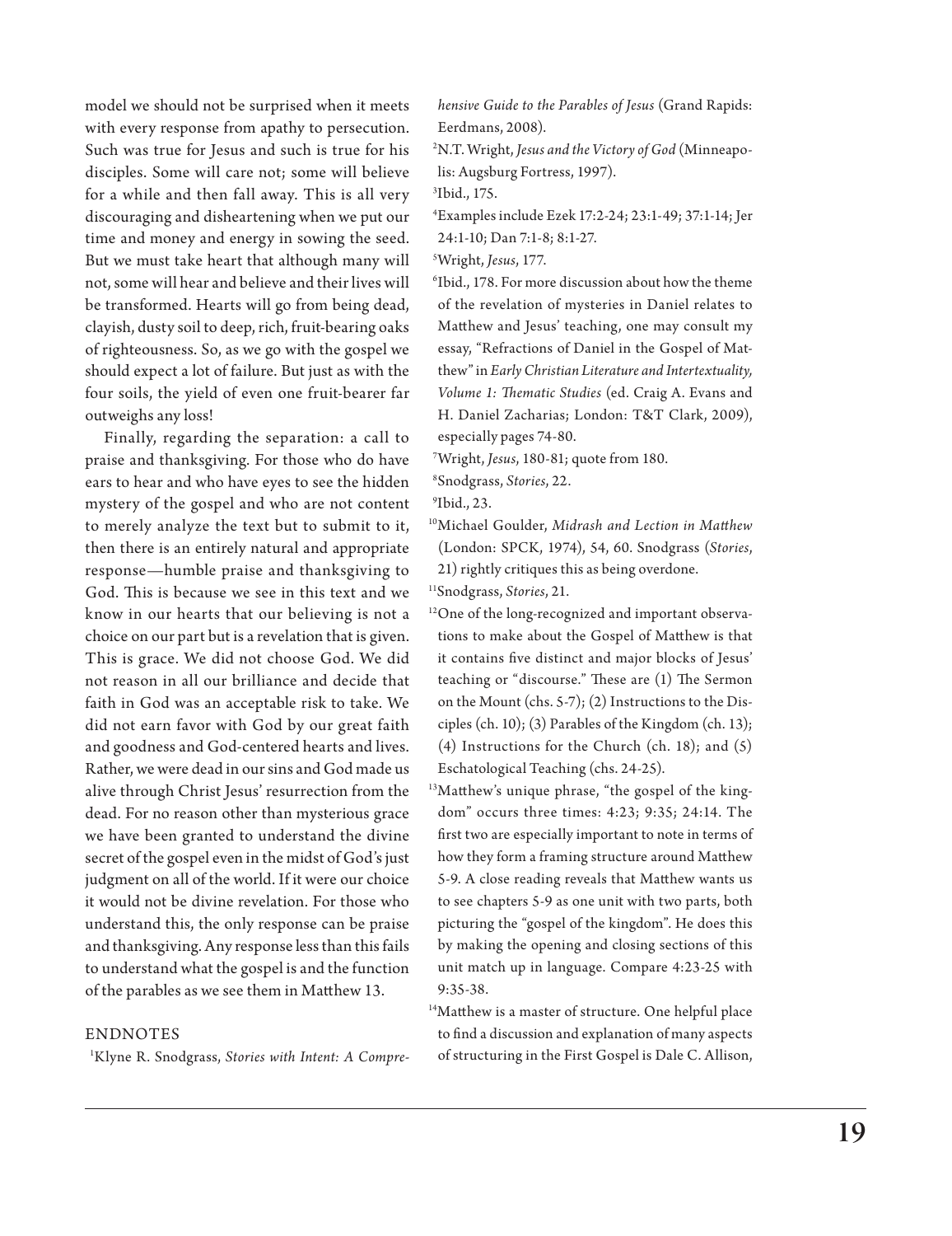model we should not be surprised when it meets with every response from apathy to persecution. Such was true for Jesus and such is true for his disciples. Some will care not; some will believe for a while and then fall away. This is all very discouraging and disheartening when we put our time and money and energy in sowing the seed. But we must take heart that although many will not, some will hear and believe and their lives will be transformed. Hearts will go from being dead, clayish, dusty soil to deep, rich, fruit-bearing oaks of righteousness. So, as we go with the gospel we should expect a lot of failure. But just as with the four soils, the yield of even one fruit-bearer far outweighs any loss!

Finally, regarding the separation: a call to praise and thanksgiving. For those who do have ears to hear and who have eyes to see the hidden mystery of the gospel and who are not content to merely analyze the text but to submit to it, then there is an entirely natural and appropriate response—humble praise and thanksgiving to God. This is because we see in this text and we know in our hearts that our believing is not a choice on our part but is a revelation that is given. This is grace. We did not choose God. We did not reason in all our brilliance and decide that faith in God was an acceptable risk to take. We did not earn favor with God by our great faith and goodness and God-centered hearts and lives. Rather, we were dead in our sins and God made us alive through Christ Jesus' resurrection from the dead. For no reason other than mysterious grace we have been granted to understand the divine secret of the gospel even in the midst of God's just judgment on all of the world. If it were our choice it would not be divine revelation. For those who understand this, the only response can be praise and thanksgiving. Any response less than this fails to understand what the gospel is and the function of the parables as we see them in Matthew 13.

## ENDNOTES

[1] Klyne R. Snodgrass, *Stories with Intent: A Comprehensive Guide to the Parables of Jesus* (Grand Rapids: Eerdmans, 2008).

[2] N.T. Wright, *Jesus and the Victory of God* (Minneapolis: Augsburg Fortress, 1997).

[3] Ibid., 175.

[4] Examples include Ezek 17:2-24; 23:1-49; 37:1-14; Jer 24:1-10; Dan 7:1-8; 8:1-27.

[5] Wright, *Jesus*, 177.

[6] Ibid., 178. For more discussion about how the theme of the revelation of mysteries in Daniel relates to Matthew and Jesus' teaching, one may consult my essay, "Refractions of Daniel in the Gospel of Matthew" in *Early Christian Literature and Intertextuality, Volume 1: Thematic Studies* (ed. Craig A. Evans and H. Daniel Zacharias; London: T&T Clark, 2009), especially pages 74-80.

[7] Wright, *Jesus*, 180-81; quote from 180.

[8] Snodgrass, *Stories*, 22.

[9] Ibid., 23.

[10] Michael Goulder, *Midrash and Lection in Matthew* (London: SPCK, 1974), 54, 60. Snodgrass (*Stories*, 21) rightly critiques this as being overdone.

[11] Snodgrass, *Stories*, 21.

[12] One of the long-recognized and important observations to make about the Gospel of Matthew is that it contains five distinct and major blocks of Jesus' teaching or "discourse." These are (1) The Sermon on the Mount (chs. 5-7); (2) Instructions to the Disciples (ch. 10); (3) Parables of the Kingdom (ch. 13); (4) Instructions for the Church (ch. 18); and (5) Eschatological Teaching (chs. 24-25).

[13] Matthew's unique phrase, "the gospel of the kingdom" occurs three times: 4:23; 9:35; 24:14. The first two are especially important to note in terms of how they form a framing structure around Matthew 5-9. A close reading reveals that Matthew wants us to see chapters 5-9 as one unit with two parts, both picturing the "gospel of the kingdom". He does this by making the opening and closing sections of this unit match up in language. Compare 4:23-25 with 9:35-38.

[14] Matthew is a master of structure. One helpful place to find a discussion and explanation of many aspects of structuring in the First Gospel is Dale C. Allison,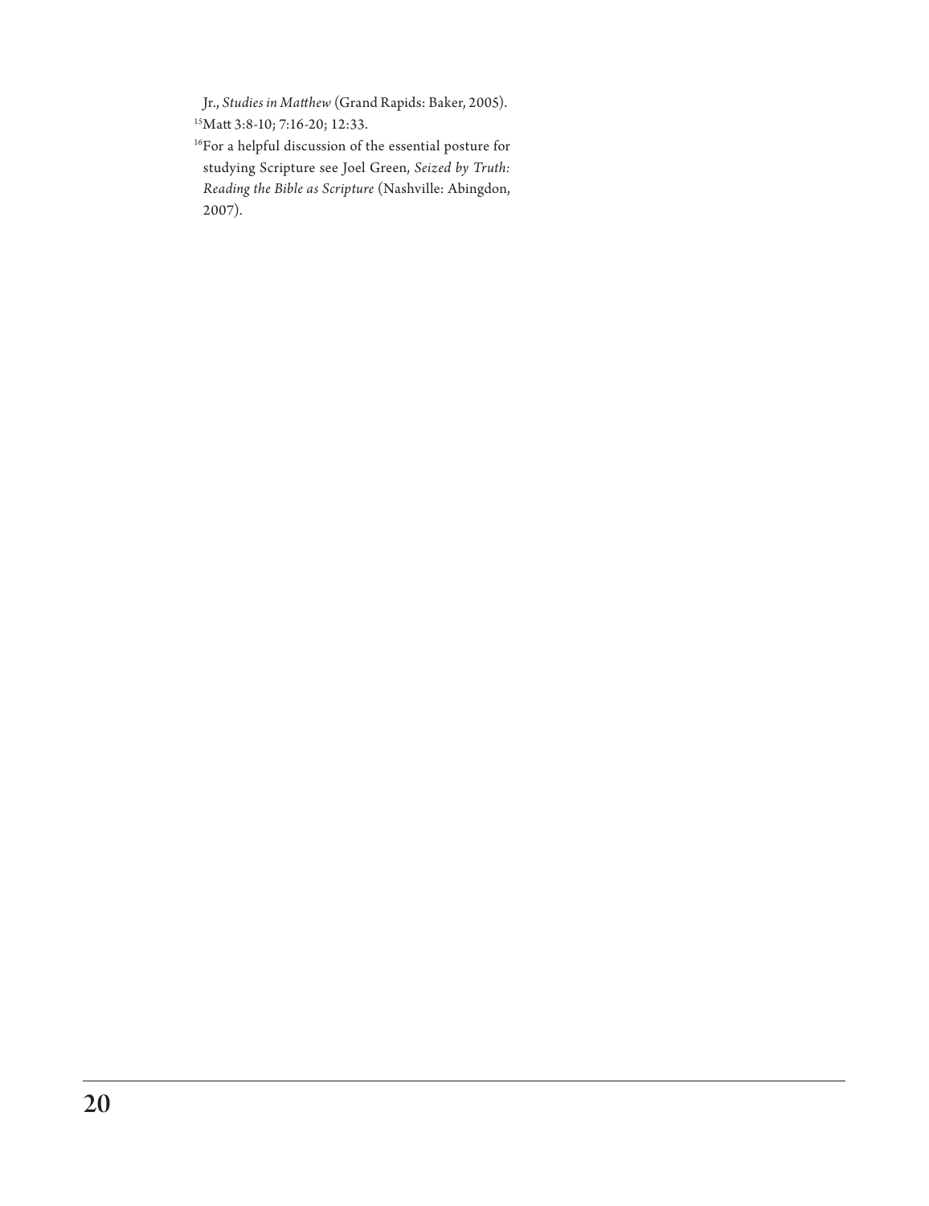Jr., *Studies in Matthew* (Grand Rapids: Baker, 2005).

[15]Matt 3:8-10; 7:16-20; 12:33.

[16]For a helpful discussion of the essential posture for studying Scripture see Joel Green, *Seized by Truth: Reading the Bible as Scripture* (Nashville: Abingdon, 2007).